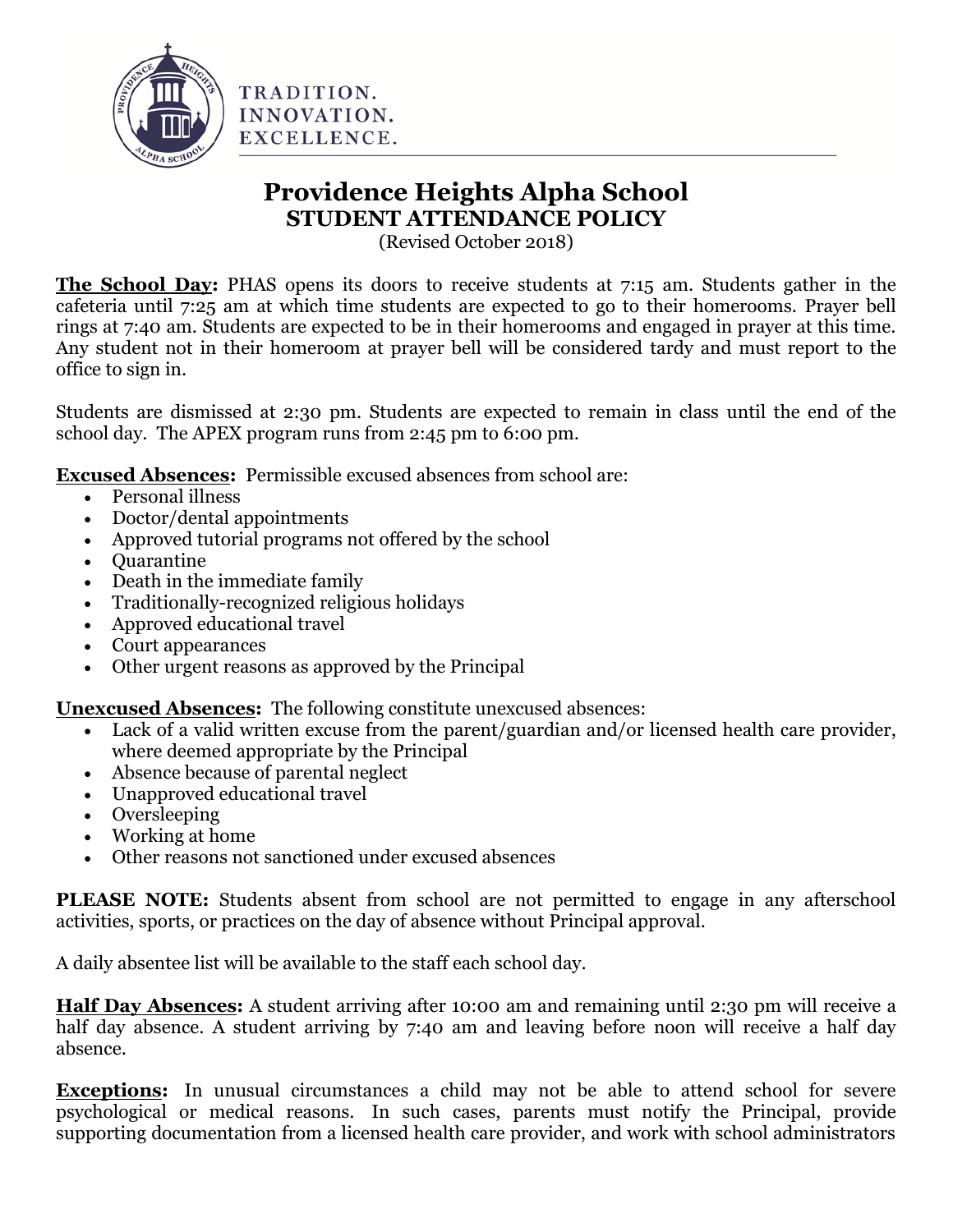TRADITION.
INNOVATION.
EXCELLENCE.

# Providence Heights Alpha School

## STUDENT ATTENDANCE POLICY

(Revised October 2018)

**The School Day:** PHAS opens its doors to receive students at 7:15 am. Students gather in the cafeteria until 7:25 am at which time students are expected to go to their homerooms. Prayer bell rings at 7:40 am. Students are expected to be in their homerooms and engaged in prayer at this time. Any student not in their homeroom at prayer bell will be considered tardy and must report to the office to sign in.

Students are dismissed at 2:30 pm. Students are expected to remain in class until the end of the school day. The APEX program runs from 2:45 pm to 6:00 pm.

**Excused Absences:** Permissible excused absences from school are:

- Personal illness
- Doctor/dental appointments
- Approved tutorial programs not offered by the school
- Quarantine
- Death in the immediate family
- Traditionally-recognized religious holidays
- Approved educational travel
- Court appearances
- Other urgent reasons as approved by the Principal

**Unexcused Absences:** The following constitute unexcused absences:

- Lack of a valid written excuse from the parent/guardian and/or licensed health care provider, where deemed appropriate by the Principal
- Absence because of parental neglect
- Unapproved educational travel
- Oversleeping
- Working at home
- Other reasons not sanctioned under excused absences

**PLEASE NOTE:** Students absent from school are not permitted to engage in any afterschool activities, sports, or practices on the day of absence without Principal approval.

A daily absentee list will be available to the staff each school day.

**Half Day Absences:** A student arriving after 10:00 am and remaining until 2:30 pm will receive a half day absence. A student arriving by 7:40 am and leaving before noon will receive a half day absence.

**Exceptions:** In unusual circumstances a child may not be able to attend school for severe psychological or medical reasons. In such cases, parents must notify the Principal, provide supporting documentation from a licensed health care provider, and work with school administrators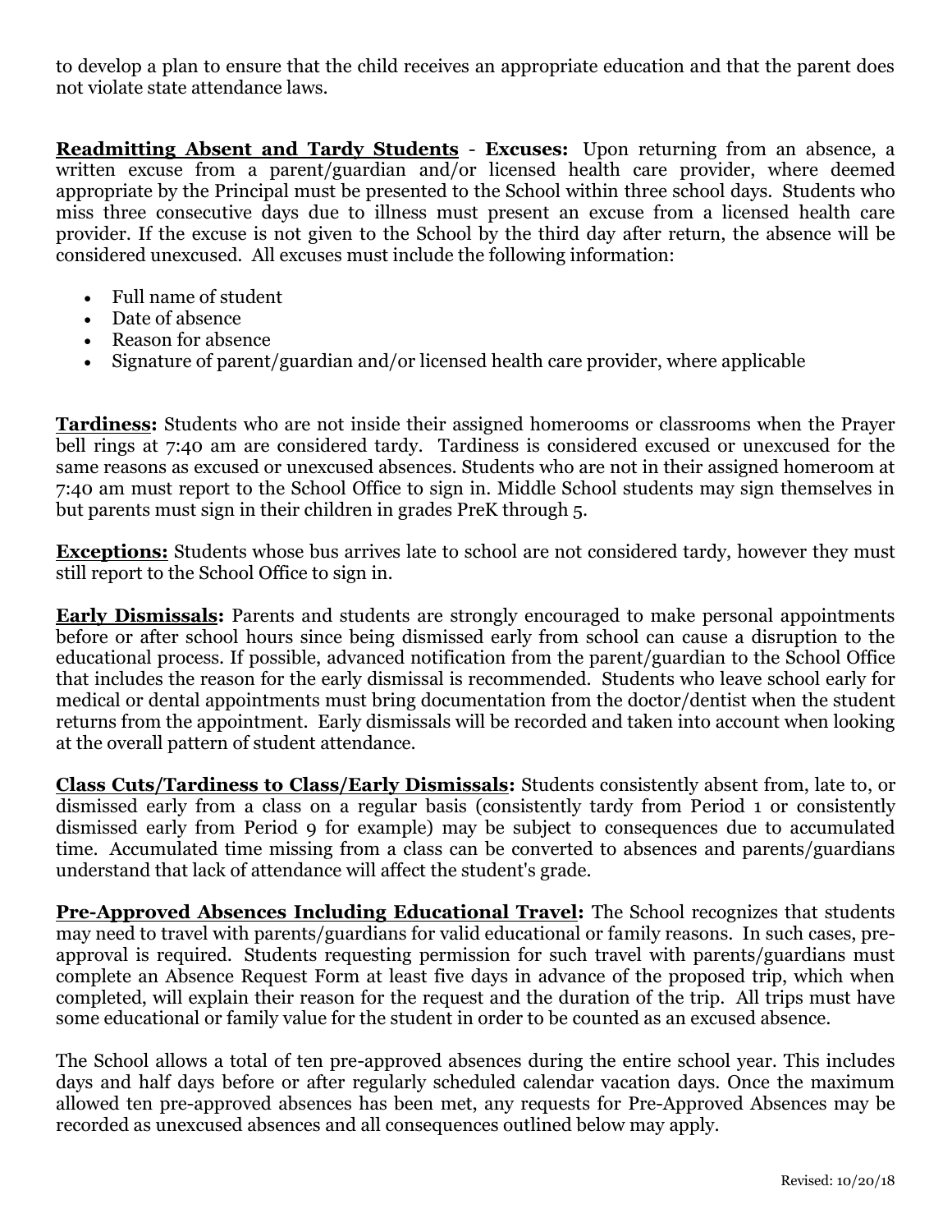to develop a plan to ensure that the child receives an appropriate education and that the parent does not violate state attendance laws.

**Readmitting Absent and Tardy Students** - **Excuses:** Upon returning from an absence, a written excuse from a parent/guardian and/or licensed health care provider, where deemed appropriate by the Principal must be presented to the School within three school days. Students who miss three consecutive days due to illness must present an excuse from a licensed health care provider. If the excuse is not given to the School by the third day after return, the absence will be considered unexcused. All excuses must include the following information:

- Full name of student
- Date of absence
- Reason for absence
- Signature of parent/guardian and/or licensed health care provider, where applicable

**Tardiness:** Students who are not inside their assigned homerooms or classrooms when the Prayer bell rings at 7:40 am are considered tardy. Tardiness is considered excused or unexcused for the same reasons as excused or unexcused absences. Students who are not in their assigned homeroom at 7:40 am must report to the School Office to sign in. Middle School students may sign themselves in but parents must sign in their children in grades PreK through 5.

**Exceptions:** Students whose bus arrives late to school are not considered tardy, however they must still report to the School Office to sign in.

**Early Dismissals:** Parents and students are strongly encouraged to make personal appointments before or after school hours since being dismissed early from school can cause a disruption to the educational process. If possible, advanced notification from the parent/guardian to the School Office that includes the reason for the early dismissal is recommended. Students who leave school early for medical or dental appointments must bring documentation from the doctor/dentist when the student returns from the appointment. Early dismissals will be recorded and taken into account when looking at the overall pattern of student attendance.

**Class Cuts/Tardiness to Class/Early Dismissals:** Students consistently absent from, late to, or dismissed early from a class on a regular basis (consistently tardy from Period 1 or consistently dismissed early from Period 9 for example) may be subject to consequences due to accumulated time. Accumulated time missing from a class can be converted to absences and parents/guardians understand that lack of attendance will affect the student's grade.

**Pre-Approved Absences Including Educational Travel:** The School recognizes that students may need to travel with parents/guardians for valid educational or family reasons. In such cases, pre-approval is required. Students requesting permission for such travel with parents/guardians must complete an Absence Request Form at least five days in advance of the proposed trip, which when completed, will explain their reason for the request and the duration of the trip. All trips must have some educational or family value for the student in order to be counted as an excused absence.

The School allows a total of ten pre-approved absences during the entire school year. This includes days and half days before or after regularly scheduled calendar vacation days. Once the maximum allowed ten pre-approved absences has been met, any requests for Pre-Approved Absences may be recorded as unexcused absences and all consequences outlined below may apply.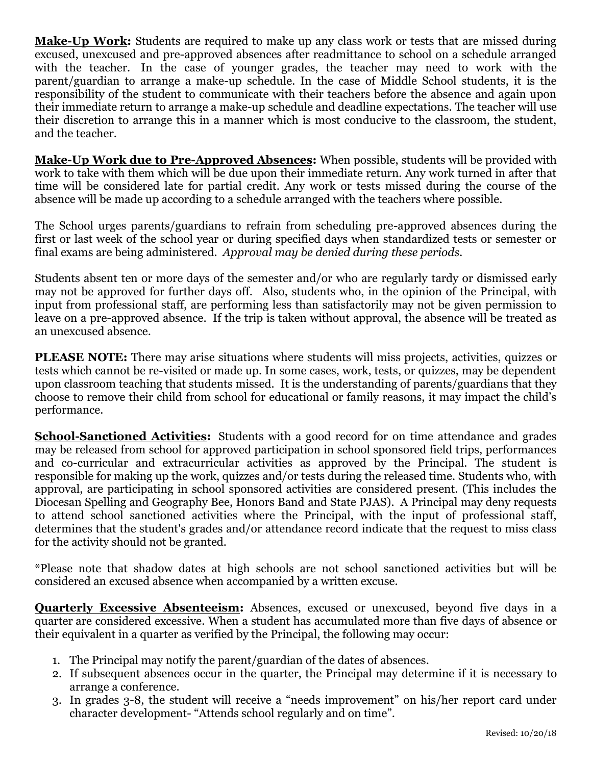**<u>Make-Up Work</u>:** Students are required to make up any class work or tests that are missed during excused, unexcused and pre-approved absences after readmittance to school on a schedule arranged with the teacher. In the case of younger grades, the teacher may need to work with the parent/guardian to arrange a make-up schedule. In the case of Middle School students, it is the responsibility of the student to communicate with their teachers before the absence and again upon their immediate return to arrange a make-up schedule and deadline expectations. The teacher will use their discretion to arrange this in a manner which is most conducive to the classroom, the student, and the teacher.

**<u>Make-Up Work due to Pre-Approved Absences</u>:** When possible, students will be provided with work to take with them which will be due upon their immediate return. Any work turned in after that time will be considered late for partial credit. Any work or tests missed during the course of the absence will be made up according to a schedule arranged with the teachers where possible.

The School urges parents/guardians to refrain from scheduling pre-approved absences during the first or last week of the school year or during specified days when standardized tests or semester or final exams are being administered. *Approval may be denied during these periods.*

Students absent ten or more days of the semester and/or who are regularly tardy or dismissed early may not be approved for further days off. Also, students who, in the opinion of the Principal, with input from professional staff, are performing less than satisfactorily may not be given permission to leave on a pre-approved absence. If the trip is taken without approval, the absence will be treated as an unexcused absence.

**PLEASE NOTE:** There may arise situations where students will miss projects, activities, quizzes or tests which cannot be re-visited or made up. In some cases, work, tests, or quizzes, may be dependent upon classroom teaching that students missed. It is the understanding of parents/guardians that they choose to remove their child from school for educational or family reasons, it may impact the child's performance.

**<u>School-Sanctioned Activities</u>:** Students with a good record for on time attendance and grades may be released from school for approved participation in school sponsored field trips, performances and co-curricular and extracurricular activities as approved by the Principal. The student is responsible for making up the work, quizzes and/or tests during the released time. Students who, with approval, are participating in school sponsored activities are considered present. (This includes the Diocesan Spelling and Geography Bee, Honors Band and State PJAS). A Principal may deny requests to attend school sanctioned activities where the Principal, with the input of professional staff, determines that the student's grades and/or attendance record indicate that the request to miss class for the activity should not be granted.

*Please note that shadow dates at high schools are not school sanctioned activities but will be considered an excused absence when accompanied by a written excuse.

**<u>Quarterly Excessive Absenteeism</u>:** Absences, excused or unexcused, beyond five days in a quarter are considered excessive. When a student has accumulated more than five days of absence or their equivalent in a quarter as verified by the Principal, the following may occur:

1. The Principal may notify the parent/guardian of the dates of absences.
2. If subsequent absences occur in the quarter, the Principal may determine if it is necessary to arrange a conference.
3. In grades 3-8, the student will receive a "needs improvement" on his/her report card under character development- "Attends school regularly and on time".

Revised: 10/20/18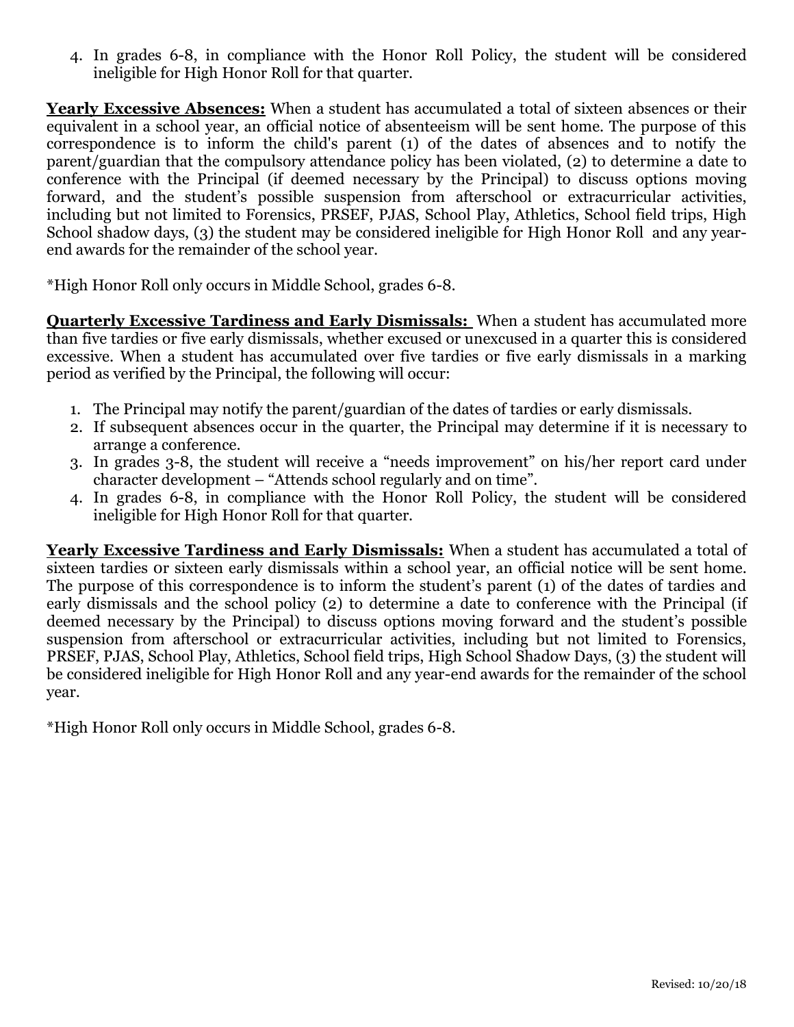4. In grades 6-8, in compliance with the Honor Roll Policy, the student will be considered ineligible for High Honor Roll for that quarter.

**Yearly Excessive Absences:** When a student has accumulated a total of sixteen absences or their equivalent in a school year, an official notice of absenteeism will be sent home. The purpose of this correspondence is to inform the child's parent (1) of the dates of absences and to notify the parent/guardian that the compulsory attendance policy has been violated, (2) to determine a date to conference with the Principal (if deemed necessary by the Principal) to discuss options moving forward, and the student's possible suspension from afterschool or extracurricular activities, including but not limited to Forensics, PRSEF, PJAS, School Play, Athletics, School field trips, High School shadow days, (3) the student may be considered ineligible for High Honor Roll and any year-end awards for the remainder of the school year.

*High Honor Roll only occurs in Middle School, grades 6-8.

**Quarterly Excessive Tardiness and Early Dismissals:** When a student has accumulated more than five tardies or five early dismissals, whether excused or unexcused in a quarter this is considered excessive. When a student has accumulated over five tardies or five early dismissals in a marking period as verified by the Principal, the following will occur:

1. The Principal may notify the parent/guardian of the dates of tardies or early dismissals.
2. If subsequent absences occur in the quarter, the Principal may determine if it is necessary to arrange a conference.
3. In grades 3-8, the student will receive a "needs improvement" on his/her report card under character development – "Attends school regularly and on time".
4. In grades 6-8, in compliance with the Honor Roll Policy, the student will be considered ineligible for High Honor Roll for that quarter.

**Yearly Excessive Tardiness and Early Dismissals:** When a student has accumulated a total of sixteen tardies or sixteen early dismissals within a school year, an official notice will be sent home. The purpose of this correspondence is to inform the student's parent (1) of the dates of tardies and early dismissals and the school policy (2) to determine a date to conference with the Principal (if deemed necessary by the Principal) to discuss options moving forward and the student's possible suspension from afterschool or extracurricular activities, including but not limited to Forensics, PRSEF, PJAS, School Play, Athletics, School field trips, High School Shadow Days, (3) the student will be considered ineligible for High Honor Roll and any year-end awards for the remainder of the school year.

*High Honor Roll only occurs in Middle School, grades 6-8.

Revised: 10/20/18